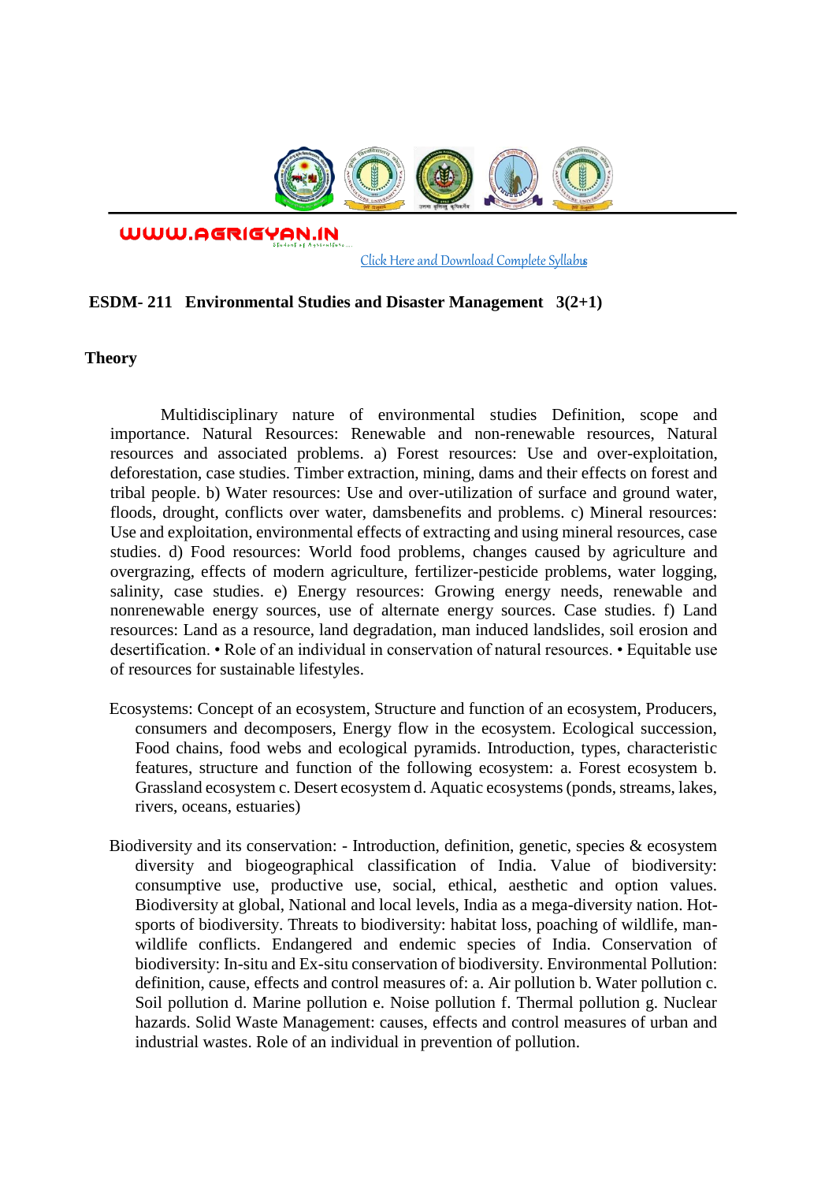WWW.AGRIGYAN.IN

[Click Here and Download Complete Syllabus]

**ESDM- 211 Environmental Studies and Disaster Management 3(2+1)**

**Theory**

Multidisciplinary nature of environmental studies Definition, scope and importance. Natural Resources: Renewable and non-renewable resources, Natural resources and associated problems. a) Forest resources: Use and over-exploitation, deforestation, case studies. Timber extraction, mining, dams and their effects on forest and tribal people. b) Water resources: Use and over-utilization of surface and ground water, floods, drought, conflicts over water, damsbenefits and problems. c) Mineral resources: Use and exploitation, environmental effects of extracting and using mineral resources, case studies. d) Food resources: World food problems, changes caused by agriculture and overgrazing, effects of modern agriculture, fertilizer-pesticide problems, water logging, salinity, case studies. e) Energy resources: Growing energy needs, renewable and nonrenewable energy sources, use of alternate energy sources. Case studies. f) Land resources: Land as a resource, land degradation, man induced landslides, soil erosion and desertification. • Role of an individual in conservation of natural resources. • Equitable use of resources for sustainable lifestyles.

Ecosystems: Concept of an ecosystem, Structure and function of an ecosystem, Producers, consumers and decomposers, Energy flow in the ecosystem. Ecological succession, Food chains, food webs and ecological pyramids. Introduction, types, characteristic features, structure and function of the following ecosystem: a. Forest ecosystem b. Grassland ecosystem c. Desert ecosystem d. Aquatic ecosystems (ponds, streams, lakes, rivers, oceans, estuaries)

Biodiversity and its conservation: - Introduction, definition, genetic, species & ecosystem diversity and biogeographical classification of India. Value of biodiversity: consumptive use, productive use, social, ethical, aesthetic and option values. Biodiversity at global, National and local levels, India as a mega-diversity nation. Hot-sports of biodiversity. Threats to biodiversity: habitat loss, poaching of wildlife, man-wildlife conflicts. Endangered and endemic species of India. Conservation of biodiversity: In-situ and Ex-situ conservation of biodiversity. Environmental Pollution: definition, cause, effects and control measures of: a. Air pollution b. Water pollution c. Soil pollution d. Marine pollution e. Noise pollution f. Thermal pollution g. Nuclear hazards. Solid Waste Management: causes, effects and control measures of urban and industrial wastes. Role of an individual in prevention of pollution.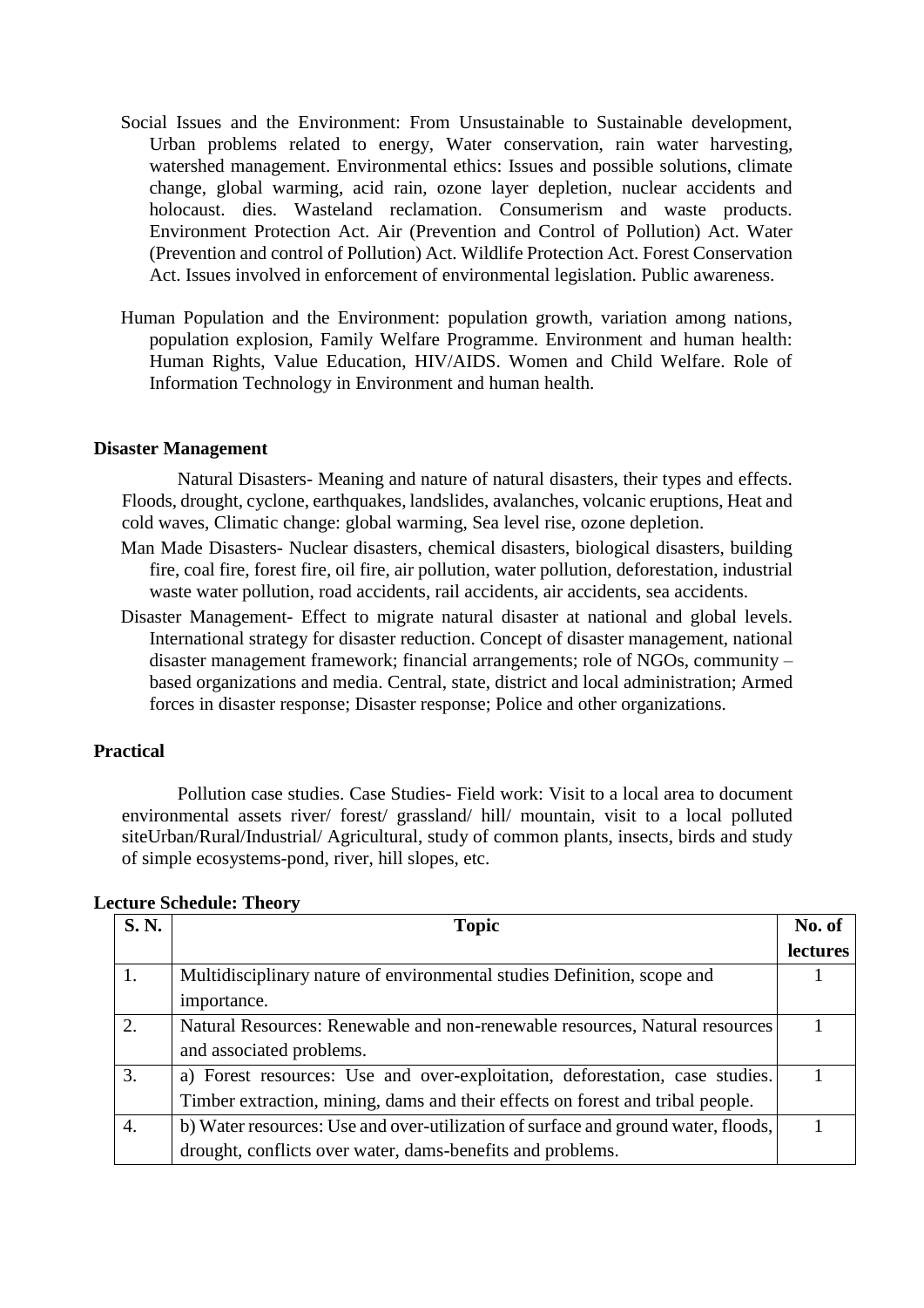Social Issues and the Environment: From Unsustainable to Sustainable development, Urban problems related to energy, Water conservation, rain water harvesting, watershed management. Environmental ethics: Issues and possible solutions, climate change, global warming, acid rain, ozone layer depletion, nuclear accidents and holocaust. dies. Wasteland reclamation. Consumerism and waste products. Environment Protection Act. Air (Prevention and Control of Pollution) Act. Water (Prevention and control of Pollution) Act. Wildlife Protection Act. Forest Conservation Act. Issues involved in enforcement of environmental legislation. Public awareness.

Human Population and the Environment: population growth, variation among nations, population explosion, Family Welfare Programme. Environment and human health: Human Rights, Value Education, HIV/AIDS. Women and Child Welfare. Role of Information Technology in Environment and human health.

**Disaster Management**

Natural Disasters- Meaning and nature of natural disasters, their types and effects. Floods, drought, cyclone, earthquakes, landslides, avalanches, volcanic eruptions, Heat and cold waves, Climatic change: global warming, Sea level rise, ozone depletion.

Man Made Disasters- Nuclear disasters, chemical disasters, biological disasters, building fire, coal fire, forest fire, oil fire, air pollution, water pollution, deforestation, industrial waste water pollution, road accidents, rail accidents, air accidents, sea accidents.

Disaster Management- Effect to migrate natural disaster at national and global levels. International strategy for disaster reduction. Concept of disaster management, national disaster management framework; financial arrangements; role of NGOs, community – based organizations and media. Central, state, district and local administration; Armed forces in disaster response; Disaster response; Police and other organizations.

**Practical**

Pollution case studies. Case Studies- Field work: Visit to a local area to document environmental assets river/ forest/ grassland/ hill/ mountain, visit to a local polluted siteUrban/Rural/Industrial/ Agricultural, study of common plants, insects, birds and study of simple ecosystems-pond, river, hill slopes, etc.

**Lecture Schedule: Theory**

| S. N. | Topic | No. of lectures |
|---|---|---|
| 1. | Multidisciplinary nature of environmental studies Definition, scope and importance. | 1 |
| 2. | Natural Resources: Renewable and non-renewable resources, Natural resources and associated problems. | 1 |
| 3. | a) Forest resources: Use and over-exploitation, deforestation, case studies. Timber extraction, mining, dams and their effects on forest and tribal people. | 1 |
| 4. | b) Water resources: Use and over-utilization of surface and ground water, floods, drought, conflicts over water, dams-benefits and problems. | 1 |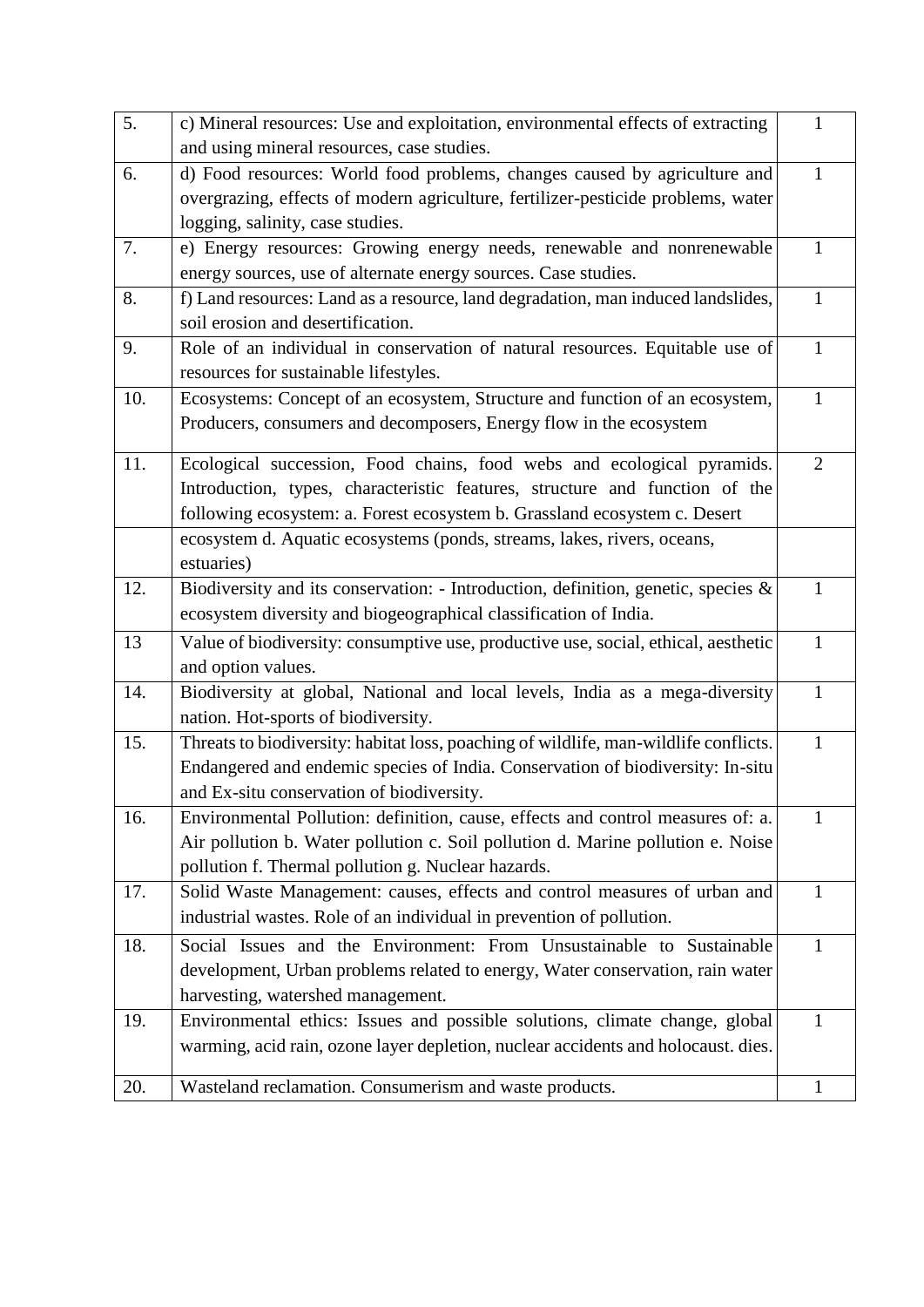| 5. | c) Mineral resources: Use and exploitation, environmental effects of extracting and using mineral resources, case studies. | 1 |
|---|---|---|
| 6. | d) Food resources: World food problems, changes caused by agriculture and overgrazing, effects of modern agriculture, fertilizer-pesticide problems, water logging, salinity, case studies. | 1 |
| 7. | e) Energy resources: Growing energy needs, renewable and nonrenewable energy sources, use of alternate energy sources. Case studies. | 1 |
| 8. | f) Land resources: Land as a resource, land degradation, man induced landslides, soil erosion and desertification. | 1 |
| 9. | Role of an individual in conservation of natural resources. Equitable use of resources for sustainable lifestyles. | 1 |
| 10. | Ecosystems: Concept of an ecosystem, Structure and function of an ecosystem, Producers, consumers and decomposers, Energy flow in the ecosystem | 1 |
| 11. | Ecological succession, Food chains, food webs and ecological pyramids. Introduction, types, characteristic features, structure and function of the following ecosystem: a. Forest ecosystem b. Grassland ecosystem c. Desert ecosystem d. Aquatic ecosystems (ponds, streams, lakes, rivers, oceans, estuaries) | 2 |
| 12. | Biodiversity and its conservation: - Introduction, definition, genetic, species & ecosystem diversity and biogeographical classification of India. | 1 |
| 13 | Value of biodiversity: consumptive use, productive use, social, ethical, aesthetic and option values. | 1 |
| 14. | Biodiversity at global, National and local levels, India as a mega-diversity nation. Hot-sports of biodiversity. | 1 |
| 15. | Threats to biodiversity: habitat loss, poaching of wildlife, man-wildlife conflicts. Endangered and endemic species of India. Conservation of biodiversity: In-situ and Ex-situ conservation of biodiversity. | 1 |
| 16. | Environmental Pollution: definition, cause, effects and control measures of: a. Air pollution b. Water pollution c. Soil pollution d. Marine pollution e. Noise pollution f. Thermal pollution g. Nuclear hazards. | 1 |
| 17. | Solid Waste Management: causes, effects and control measures of urban and industrial wastes. Role of an individual in prevention of pollution. | 1 |
| 18. | Social Issues and the Environment: From Unsustainable to Sustainable development, Urban problems related to energy, Water conservation, rain water harvesting, watershed management. | 1 |
| 19. | Environmental ethics: Issues and possible solutions, climate change, global warming, acid rain, ozone layer depletion, nuclear accidents and holocaust. dies. | 1 |
| 20. | Wasteland reclamation. Consumerism and waste products. | 1 |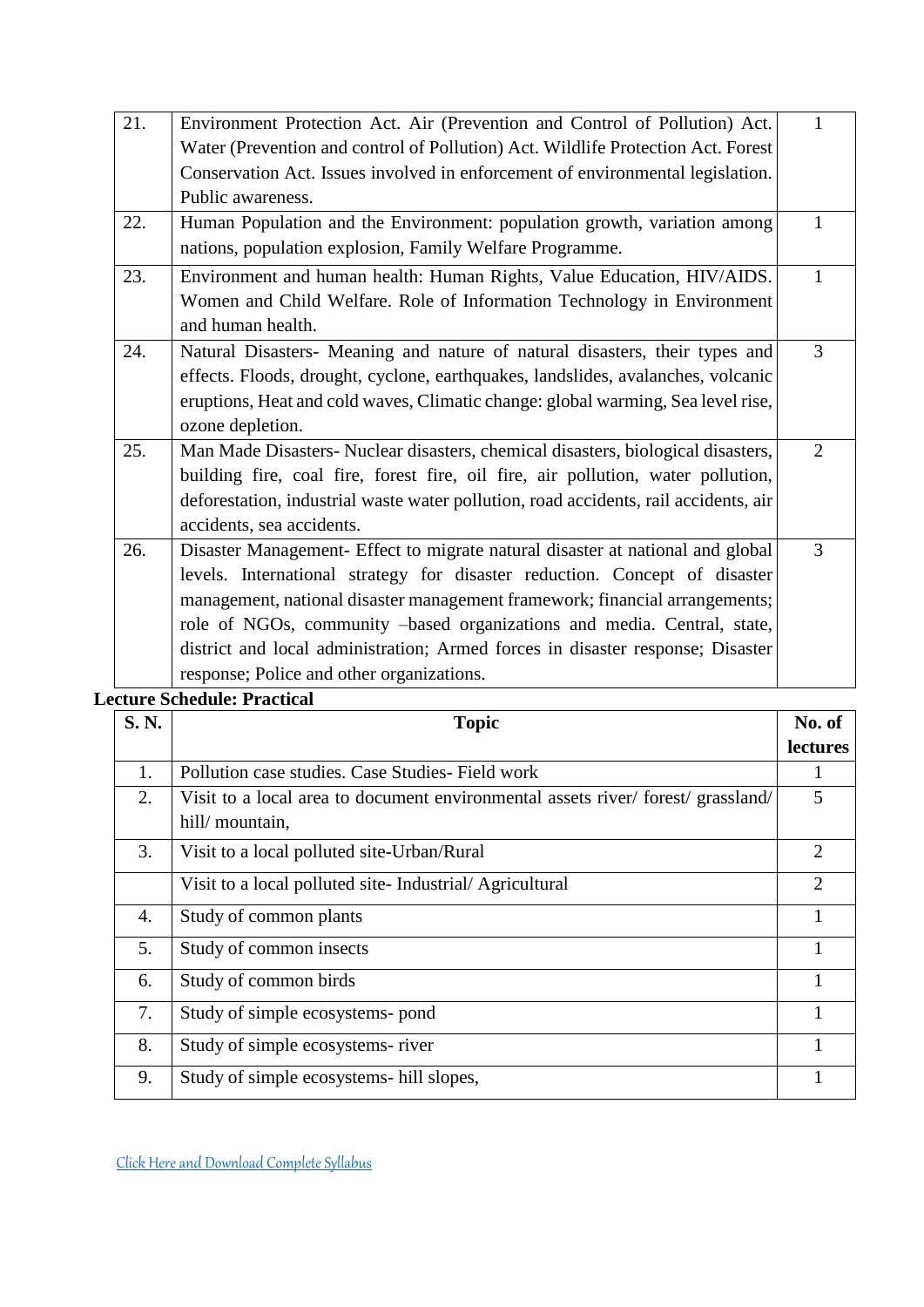| | | |
|---|---|---|
| 21. | Environment Protection Act. Air (Prevention and Control of Pollution) Act. Water (Prevention and control of Pollution) Act. Wildlife Protection Act. Forest Conservation Act. Issues involved in enforcement of environmental legislation. Public awareness. | 1 |
| 22. | Human Population and the Environment: population growth, variation among nations, population explosion, Family Welfare Programme. | 1 |
| 23. | Environment and human health: Human Rights, Value Education, HIV/AIDS. Women and Child Welfare. Role of Information Technology in Environment and human health. | 1 |
| 24. | Natural Disasters- Meaning and nature of natural disasters, their types and effects. Floods, drought, cyclone, earthquakes, landslides, avalanches, volcanic eruptions, Heat and cold waves, Climatic change: global warming, Sea level rise, ozone depletion. | 3 |
| 25. | Man Made Disasters- Nuclear disasters, chemical disasters, biological disasters, building fire, coal fire, forest fire, oil fire, air pollution, water pollution, deforestation, industrial waste water pollution, road accidents, rail accidents, air accidents, sea accidents. | 2 |
| 26. | Disaster Management- Effect to migrate natural disaster at national and global levels. International strategy for disaster reduction. Concept of disaster management, national disaster management framework; financial arrangements; role of NGOs, community –based organizations and media. Central, state, district and local administration; Armed forces in disaster response; Disaster response; Police and other organizations. | 3 |

**Lecture Schedule: Practical**

| S. N. | Topic | No. of lectures |
|---|---|---|
| 1. | Pollution case studies. Case Studies- Field work | 1 |
| 2. | Visit to a local area to document environmental assets river/ forest/ grassland/ hill/ mountain, | 5 |
| 3. | Visit to a local polluted site-Urban/Rural | 2 |
| | Visit to a local polluted site- Industrial/ Agricultural | 2 |
| 4. | Study of common plants | 1 |
| 5. | Study of common insects | 1 |
| 6. | Study of common birds | 1 |
| 7. | Study of simple ecosystems- pond | 1 |
| 8. | Study of simple ecosystems- river | 1 |
| 9. | Study of simple ecosystems- hill slopes, | 1 |

Click Here and Download Complete Syllabus